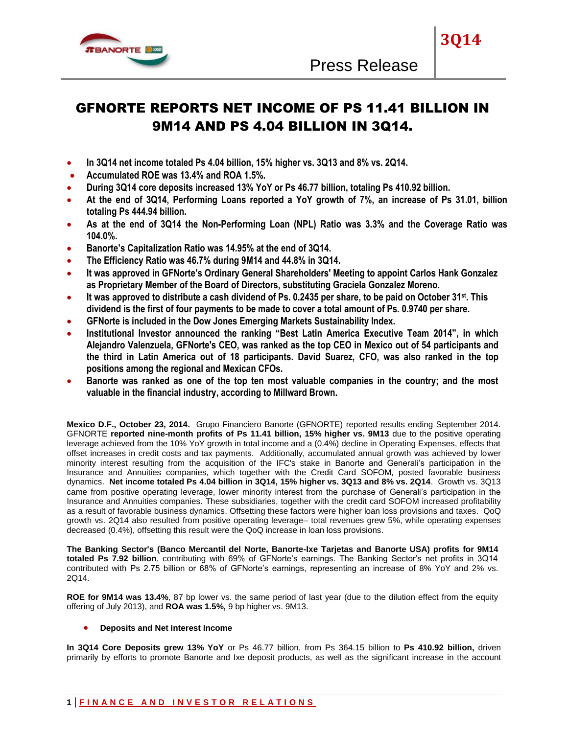# GFNORTE REPORTS NET INCOME OF PS 11.41 BILLION IN 9M14 AND PS 4.04 BILLION IN 3Q14.

- **In 3Q14 net income totaled Ps 4.04 billion, 15% higher vs. 3Q13 and 8% vs. 2Q14.**
- **Accumulated ROE was 13.4% and ROA 1.5%.**
- **During 3Q14 core deposits increased 13% YoY or Ps 46.77 billion, totaling Ps 410.92 billion.**
- **At the end of 3Q14, Performing Loans reported a YoY growth of 7%, an increase of Ps 31.01, billion totaling Ps 444.94 billion.**
- **As at the end of 3Q14 the Non-Performing Loan (NPL) Ratio was 3.3% and the Coverage Ratio was 104.0%.**
- **Banorte's Capitalization Ratio was 14.95% at the end of 3Q14.**
- **The Efficiency Ratio was 46.7% during 9M14 and 44.8% in 3Q14.**
- **It was approved in GFNorte's Ordinary General Shareholders' Meeting to appoint Carlos Hank Gonzalez as Proprietary Member of the Board of Directors, substituting Graciela Gonzalez Moreno.**
- **It was approved to distribute a cash dividend of Ps. 0.2435 per share, to be paid on October 31st. This dividend is the first of four payments to be made to cover a total amount of Ps. 0.9740 per share.**
- **GFNorte is included in the Dow Jones Emerging Markets Sustainability Index.**
- **Institutional Investor announced the ranking "Best Latin America Executive Team 2014", in which Alejandro Valenzuela, GFNorte's CEO, was ranked as the top CEO in Mexico out of 54 participants and the third in Latin America out of 18 participants. David Suarez, CFO, was also ranked in the top positions among the regional and Mexican CFOs.**
- **Banorte was ranked as one of the top ten most valuable companies in the country; and the most valuable in the financial industry, according to Millward Brown.**

**Mexico D.F., October 23, 2014.** Grupo Financiero Banorte (GFNORTE) reported results ending September 2014. GFNORTE **reported nine-month profits of Ps 11.41 billion, 15% higher vs. 9M13** due to the positive operating leverage achieved from the 10% YoY growth in total income and a (0.4%) decline in Operating Expenses, effects that offset increases in credit costs and tax payments. Additionally, accumulated annual growth was achieved by lower minority interest resulting from the acquisition of the IFC's stake in Banorte and Generali's participation in the Insurance and Annuities companies, which together with the Credit Card SOFOM, posted favorable business dynamics. **Net income totaled Ps 4.04 billion in 3Q14, 15% higher vs. 3Q13 and 8% vs. 2Q14**. Growth vs. 3Q13 came from positive operating leverage, lower minority interest from the purchase of Generali's participation in the Insurance and Annuities companies. These subsidiaries, together with the credit card SOFOM increased profitability as a result of favorable business dynamics. Offsetting these factors were higher loan loss provisions and taxes. QoQ growth vs. 2Q14 also resulted from positive operating leverage– total revenues grew 5%, while operating expenses decreased (0.4%), offsetting this result were the QoQ increase in loan loss provisions.

**The Banking Sector's (Banco Mercantil del Norte, Banorte-Ixe Tarjetas and Banorte USA) profits for 9M14 totaled Ps 7.92 billion**, contributing with 69% of GFNorte's earnings. The Banking Sector's net profits in 3Q14 contributed with Ps 2.75 billion or 68% of GFNorte's earnings, representing an increase of 8% YoY and 2% vs. 2Q14.

**ROE for 9M14 was 13.4%**, 87 bp lower vs. the same period of last year (due to the dilution effect from the equity offering of July 2013), and **ROA was 1.5%,** 9 bp higher vs. 9M13.

- **Deposits and Net Interest Income**

**In 3Q14 Core Deposits grew 13% YoY** or Ps 46.77 billion, from Ps 364.15 billion to **Ps 410.92 billion,** driven primarily by efforts to promote Banorte and Ixe deposit products, as well as the significant increase in the account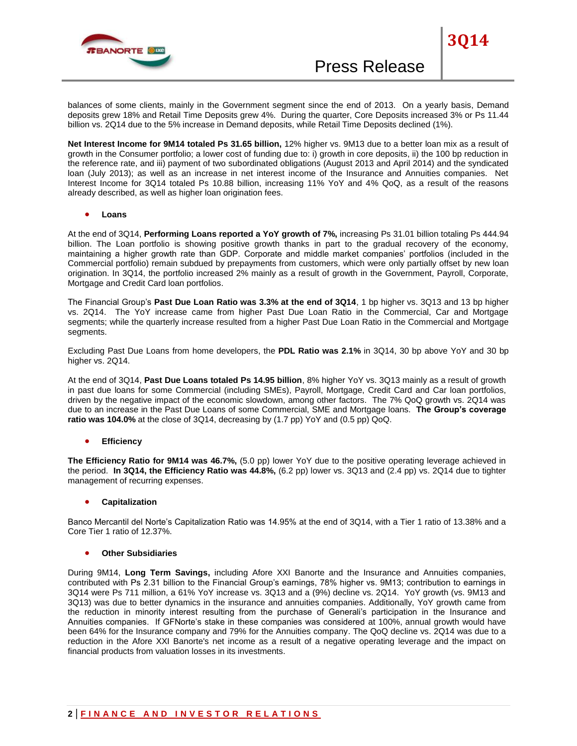balances of some clients, mainly in the Government segment since the end of 2013. On a yearly basis, Demand deposits grew 18% and Retail Time Deposits grew 4%. During the quarter, Core Deposits increased 3% or Ps 11.44 billion vs. 2Q14 due to the 5% increase in Demand deposits, while Retail Time Deposits declined (1%).

**Net Interest Income for 9M14 totaled Ps 31.65 billion,** 12% higher vs. 9M13 due to a better loan mix as a result of growth in the Consumer portfolio; a lower cost of funding due to: i) growth in core deposits, ii) the 100 bp reduction in the reference rate, and iii) payment of two subordinated obligations (August 2013 and April 2014) and the syndicated loan (July 2013); as well as an increase in net interest income of the Insurance and Annuities companies. Net Interest Income for 3Q14 totaled Ps 10.88 billion, increasing 11% YoY and 4% QoQ, as a result of the reasons already described, as well as higher loan origination fees.

- **Loans**

At the end of 3Q14, **Performing Loans reported a YoY growth of 7%,** increasing Ps 31.01 billion totaling Ps 444.94 billion. The Loan portfolio is showing positive growth thanks in part to the gradual recovery of the economy, maintaining a higher growth rate than GDP. Corporate and middle market companies' portfolios (included in the Commercial portfolio) remain subdued by prepayments from customers, which were only partially offset by new loan origination. In 3Q14, the portfolio increased 2% mainly as a result of growth in the Government, Payroll, Corporate, Mortgage and Credit Card loan portfolios.

The Financial Group's **Past Due Loan Ratio was 3.3% at the end of 3Q14**, 1 bp higher vs. 3Q13 and 13 bp higher vs. 2Q14. The YoY increase came from higher Past Due Loan Ratio in the Commercial, Car and Mortgage segments; while the quarterly increase resulted from a higher Past Due Loan Ratio in the Commercial and Mortgage segments.

Excluding Past Due Loans from home developers, the **PDL Ratio was 2.1%** in 3Q14, 30 bp above YoY and 30 bp higher vs. 2Q14.

At the end of 3Q14, **Past Due Loans totaled Ps 14.95 billion**, 8% higher YoY vs. 3Q13 mainly as a result of growth in past due loans for some Commercial (including SMEs), Payroll, Mortgage, Credit Card and Car loan portfolios, driven by the negative impact of the economic slowdown, among other factors. The 7% QoQ growth vs. 2Q14 was due to an increase in the Past Due Loans of some Commercial, SME and Mortgage loans. **The Group's coverage ratio was 104.0%** at the close of 3Q14, decreasing by (1.7 pp) YoY and (0.5 pp) QoQ.

- **Efficiency**

**The Efficiency Ratio for 9M14 was 46.7%,** (5.0 pp) lower YoY due to the positive operating leverage achieved in the period. **In 3Q14, the Efficiency Ratio was 44.8%,** (6.2 pp) lower vs. 3Q13 and (2.4 pp) vs. 2Q14 due to tighter management of recurring expenses.

- **Capitalization**

Banco Mercantil del Norte's Capitalization Ratio was 14.95% at the end of 3Q14, with a Tier 1 ratio of 13.38% and a Core Tier 1 ratio of 12.37%.

- **Other Subsidiaries**

During 9M14, **Long Term Savings,** including Afore XXI Banorte and the Insurance and Annuities companies, contributed with Ps 2.31 billion to the Financial Group's earnings, 78% higher vs. 9M13; contribution to earnings in 3Q14 were Ps 711 million, a 61% YoY increase vs. 3Q13 and a (9%) decline vs. 2Q14. YoY growth (vs. 9M13 and 3Q13) was due to better dynamics in the insurance and annuities companies. Additionally, YoY growth came from the reduction in minority interest resulting from the purchase of Generali's participation in the Insurance and Annuities companies. If GFNorte's stake in these companies was considered at 100%, annual growth would have been 64% for the Insurance company and 79% for the Annuities company. The QoQ decline vs. 2Q14 was due to a reduction in the Afore XXI Banorte's net income as a result of a negative operating leverage and the impact on financial products from valuation losses in its investments.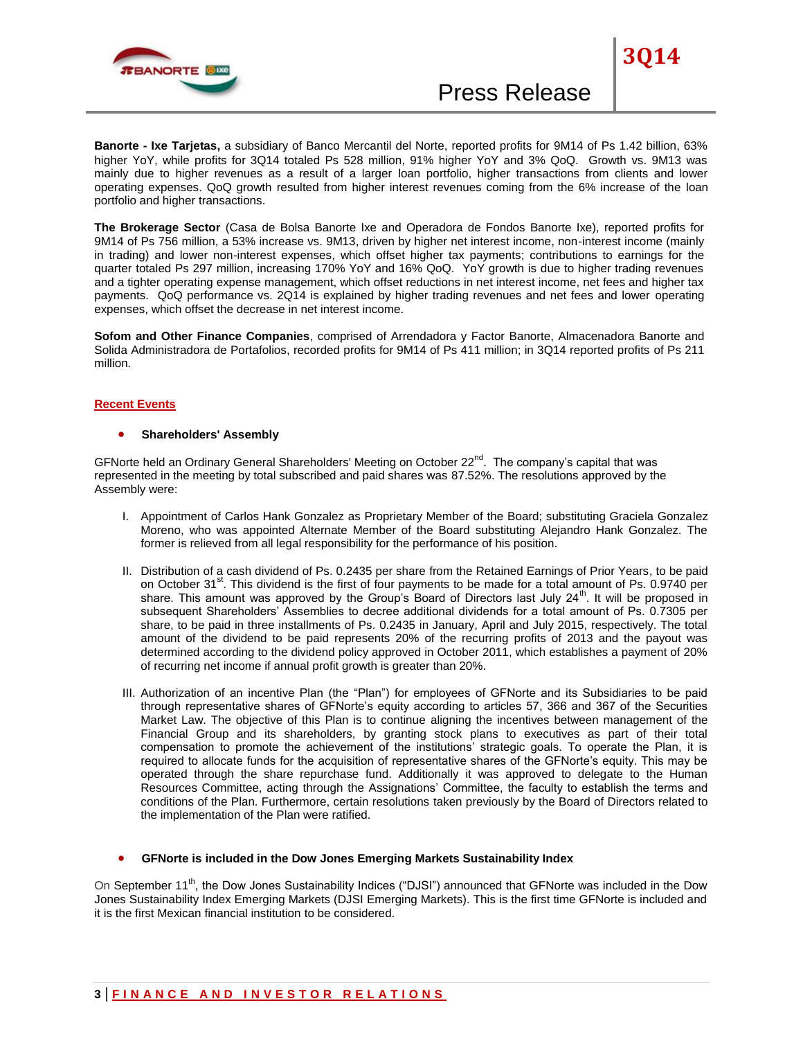**Banorte - Ixe Tarjetas,** a subsidiary of Banco Mercantil del Norte, reported profits for 9M14 of Ps 1.42 billion, 63% higher YoY, while profits for 3Q14 totaled Ps 528 million, 91% higher YoY and 3% QoQ. Growth vs. 9M13 was mainly due to higher revenues as a result of a larger loan portfolio, higher transactions from clients and lower operating expenses. QoQ growth resulted from higher interest revenues coming from the 6% increase of the loan portfolio and higher transactions.

**The Brokerage Sector** (Casa de Bolsa Banorte Ixe and Operadora de Fondos Banorte Ixe), reported profits for 9M14 of Ps 756 million, a 53% increase vs. 9M13, driven by higher net interest income, non-interest income (mainly in trading) and lower non-interest expenses, which offset higher tax payments; contributions to earnings for the quarter totaled Ps 297 million, increasing 170% YoY and 16% QoQ. YoY growth is due to higher trading revenues and a tighter operating expense management, which offset reductions in net interest income, net fees and higher tax payments. QoQ performance vs. 2Q14 is explained by higher trading revenues and net fees and lower operating expenses, which offset the decrease in net interest income.

**Sofom and Other Finance Companies**, comprised of Arrendadora y Factor Banorte, Almacenadora Banorte and Solida Administradora de Portafolios, recorded profits for 9M14 of Ps 411 million; in 3Q14 reported profits of Ps 211 million.

## Recent Events

- **Shareholders' Assembly**

GFNorte held an Ordinary General Shareholders' Meeting on October 22nd. The company's capital that was represented in the meeting by total subscribed and paid shares was 87.52%. The resolutions approved by the Assembly were:

I. Appointment of Carlos Hank Gonzalez as Proprietary Member of the Board; substituting Graciela Gonzalez Moreno, who was appointed Alternate Member of the Board substituting Alejandro Hank Gonzalez. The former is relieved from all legal responsibility for the performance of his position.

II. Distribution of a cash dividend of Ps. 0.2435 per share from the Retained Earnings of Prior Years, to be paid on October 31st. This dividend is the first of four payments to be made for a total amount of Ps. 0.9740 per share. This amount was approved by the Group's Board of Directors last July 24th. It will be proposed in subsequent Shareholders' Assemblies to decree additional dividends for a total amount of Ps. 0.7305 per share, to be paid in three installments of Ps. 0.2435 in January, April and July 2015, respectively. The total amount of the dividend to be paid represents 20% of the recurring profits of 2013 and the payout was determined according to the dividend policy approved in October 2011, which establishes a payment of 20% of recurring net income if annual profit growth is greater than 20%.

III. Authorization of an incentive Plan (the "Plan") for employees of GFNorte and its Subsidiaries to be paid through representative shares of GFNorte's equity according to articles 57, 366 and 367 of the Securities Market Law. The objective of this Plan is to continue aligning the incentives between management of the Financial Group and its shareholders, by granting stock plans to executives as part of their total compensation to promote the achievement of the institutions' strategic goals. To operate the Plan, it is required to allocate funds for the acquisition of representative shares of the GFNorte's equity. This may be operated through the share repurchase fund. Additionally it was approved to delegate to the Human Resources Committee, acting through the Assignations' Committee, the faculty to establish the terms and conditions of the Plan. Furthermore, certain resolutions taken previously by the Board of Directors related to the implementation of the Plan were ratified.

- **GFNorte is included in the Dow Jones Emerging Markets Sustainability Index**

On September 11th, the Dow Jones Sustainability Indices ("DJSI") announced that GFNorte was included in the Dow Jones Sustainability Index Emerging Markets (DJSI Emerging Markets). This is the first time GFNorte is included and it is the first Mexican financial institution to be considered.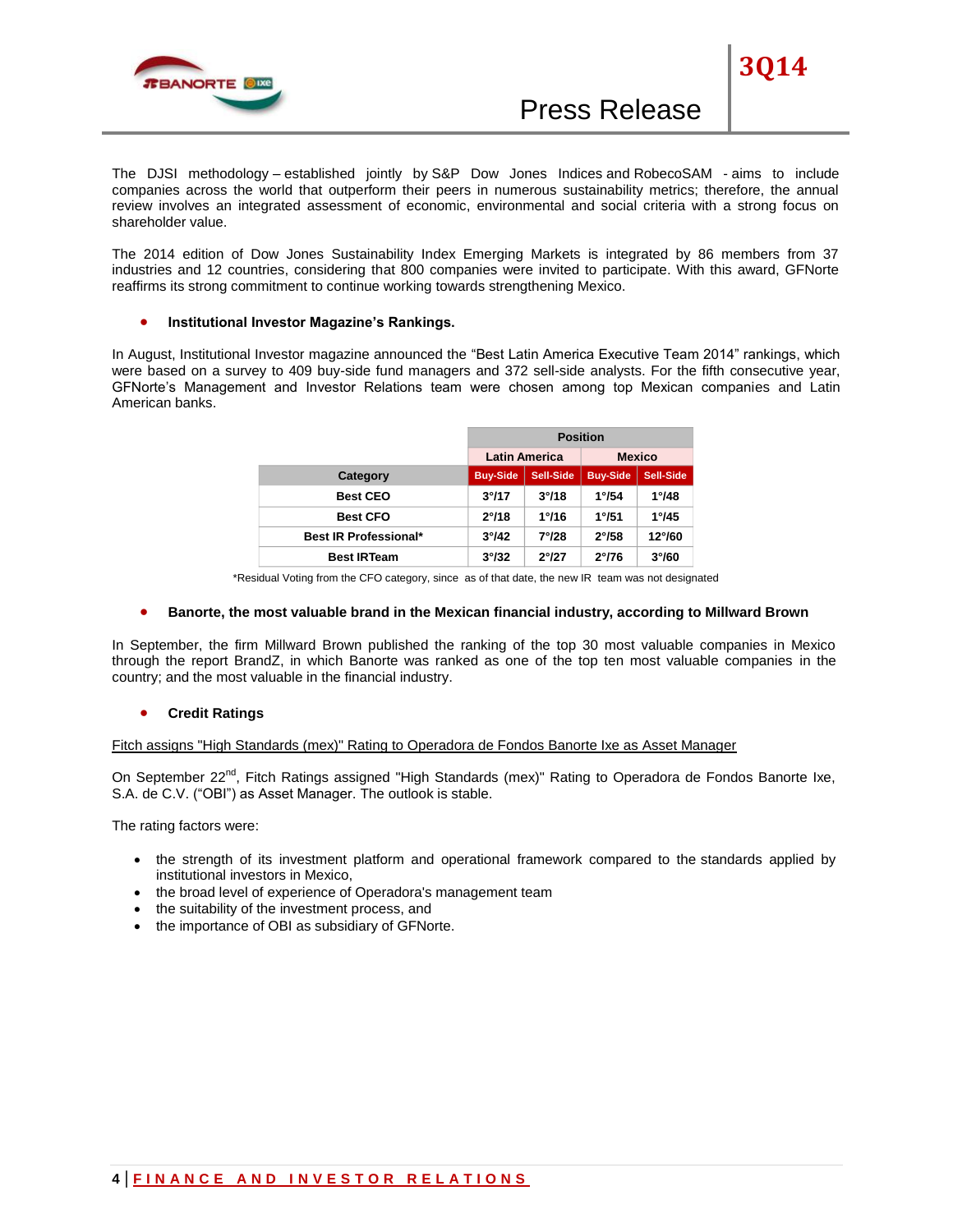The DJSI methodology – established jointly by S&P Dow Jones Indices and RobecoSAM - aims to include companies across the world that outperform their peers in numerous sustainability metrics; therefore, the annual review involves an integrated assessment of economic, environmental and social criteria with a strong focus on shareholder value.

The 2014 edition of Dow Jones Sustainability Index Emerging Markets is integrated by 86 members from 37 industries and 12 countries, considering that 800 companies were invited to participate. With this award, GFNorte reaffirms its strong commitment to continue working towards strengthening Mexico.

- **Institutional Investor Magazine's Rankings.**

In August, Institutional Investor magazine announced the "Best Latin America Executive Team 2014" rankings, which were based on a survey to 409 buy-side fund managers and 372 sell-side analysts. For the fifth consecutive year, GFNorte's Management and Investor Relations team were chosen among top Mexican companies and Latin American banks.

| | Position | | | |
|---|---|---|---|---|
| | Latin America | | Mexico | |
| Category | Buy-Side | Sell-Side | Buy-Side | Sell-Side |
| Best CEO | 3°/17 | 3°/18 | 1°/54 | 1°/48 |
| Best CFO | 2°/18 | 1°/16 | 1°/51 | 1°/45 |
| Best IR Professional* | 3°/42 | 7°/28 | 2°/58 | 12°/60 |
| Best IRTeam | 3°/32 | 2°/27 | 2°/76 | 3°/60 |

*Residual Voting from the CFO category, since as of that date, the new IR team was not designated

- **Banorte, the most valuable brand in the Mexican financial industry, according to Millward Brown**

In September, the firm Millward Brown published the ranking of the top 30 most valuable companies in Mexico through the report BrandZ, in which Banorte was ranked as one of the top ten most valuable companies in the country; and the most valuable in the financial industry.

- **Credit Ratings**

Fitch assigns "High Standards (mex)" Rating to Operadora de Fondos Banorte Ixe as Asset Manager

On September 22nd, Fitch Ratings assigned "High Standards (mex)" Rating to Operadora de Fondos Banorte Ixe, S.A. de C.V. ("OBI") as Asset Manager. The outlook is stable.

The rating factors were:

- the strength of its investment platform and operational framework compared to the standards applied by institutional investors in Mexico,
- the broad level of experience of Operadora's management team
- the suitability of the investment process, and
- the importance of OBI as subsidiary of GFNorte.